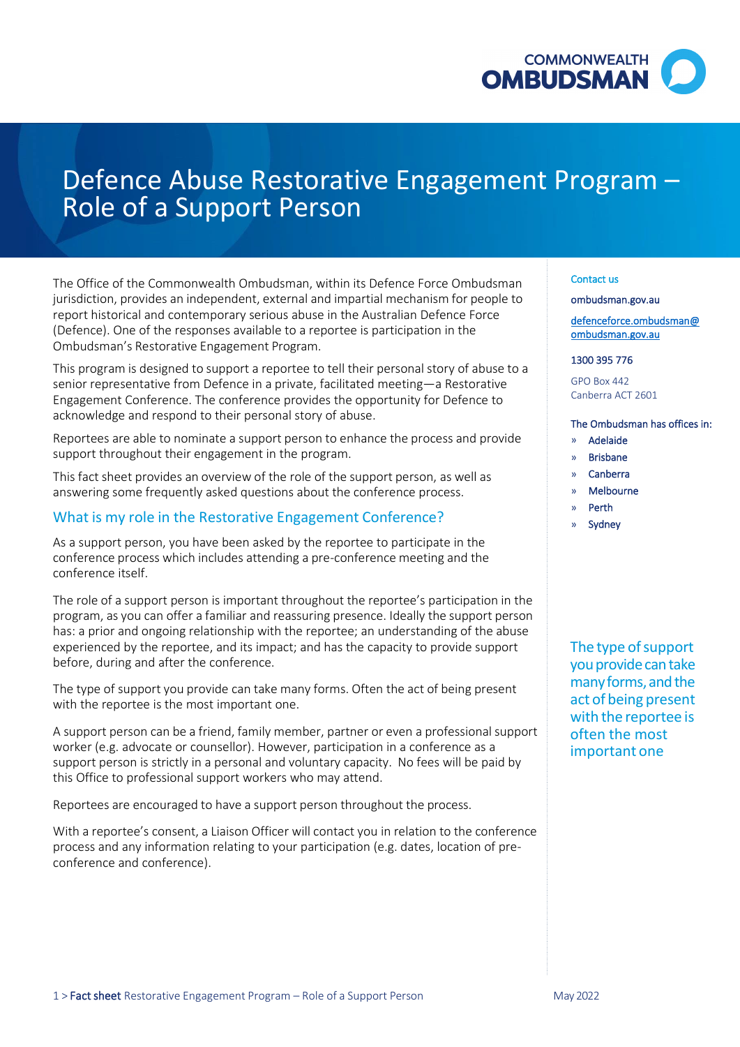# Defence Abuse Restorative Engagement Program – Role of a Support Person

The Office of the Commonwealth Ombudsman, within its Defence Force Ombudsman jurisdiction, provides an independent, external and impartial mechanism for people to report historical and contemporary serious abuse in the Australian Defence Force (Defence). One of the responses available to a reportee is participation in the Ombudsman's Restorative Engagement Program.

This program is designed to support a reportee to tell their personal story of abuse to a senior representative from Defence in a private, facilitated meeting—a Restorative Engagement Conference. The conference provides the opportunity for Defence to acknowledge and respond to their personal story of abuse.

Reportees are able to nominate a support person to enhance the process and provide support throughout their engagement in the program.

This fact sheet provides an overview of the role of the support person, as well as answering some frequently asked questions about the conference process.

## What is my role in the Restorative Engagement Conference?

As a support person, you have been asked by the reportee to participate in the conference process which includes attending a pre-conference meeting and the conference itself.

The role of a support person is important throughout the reportee's participation in the program, as you can offer a familiar and reassuring presence. Ideally the support person has: a prior and ongoing relationship with the reportee; an understanding of the abuse experienced by the reportee, and its impact; and has the capacity to provide support before, during and after the conference.

The type of support you provide can take many forms. Often the act of being present with the reportee is the most important one.

A support person can be a friend, family member, partner or even a professional support worker (e.g. advocate or counsellor). However, participation in a conference as a support person is strictly in a personal and voluntary capacity. No fees will be paid by this Office to professional support workers who may attend.

Reportees are encouraged to have a support person throughout the process.

With a reportee's consent, a Liaison Officer will contact you in relation to the conference process and any information relating to your participation (e.g. dates, location of pre-conference and conference).

**Contact us**

ombudsman.gov.au

defenceforce.ombudsman@ombudsman.gov.au

1300 395 776

GPO Box 442
Canberra ACT 2601

The Ombudsman has offices in:

- Adelaide
- Brisbane
- Canberra
- Melbourne
- Perth
- Sydney

> The type of support you provide can take many forms, and the act of being present with the reportee is often the most important one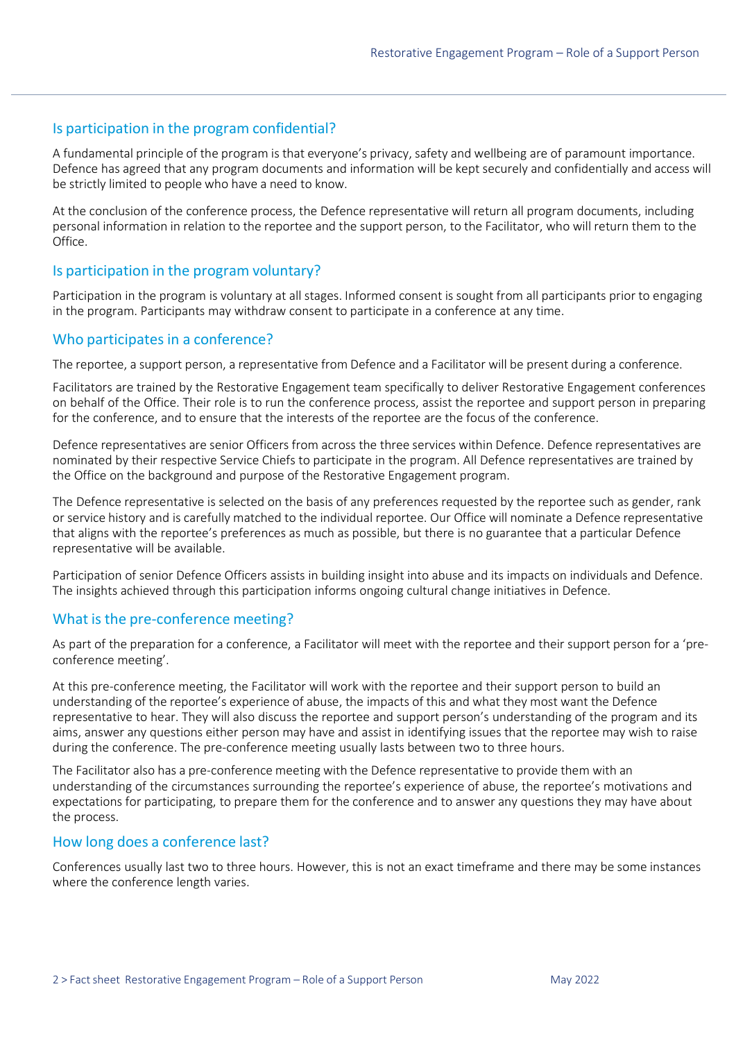## Is participation in the program confidential?

A fundamental principle of the program is that everyone's privacy, safety and wellbeing are of paramount importance. Defence has agreed that any program documents and information will be kept securely and confidentially and access will be strictly limited to people who have a need to know.

At the conclusion of the conference process, the Defence representative will return all program documents, including personal information in relation to the reportee and the support person, to the Facilitator, who will return them to the Office.

## Is participation in the program voluntary?

Participation in the program is voluntary at all stages. Informed consent is sought from all participants prior to engaging in the program. Participants may withdraw consent to participate in a conference at any time.

## Who participates in a conference?

The reportee, a support person, a representative from Defence and a Facilitator will be present during a conference.

Facilitators are trained by the Restorative Engagement team specifically to deliver Restorative Engagement conferences on behalf of the Office. Their role is to run the conference process, assist the reportee and support person in preparing for the conference, and to ensure that the interests of the reportee are the focus of the conference.

Defence representatives are senior Officers from across the three services within Defence. Defence representatives are nominated by their respective Service Chiefs to participate in the program. All Defence representatives are trained by the Office on the background and purpose of the Restorative Engagement program.

The Defence representative is selected on the basis of any preferences requested by the reportee such as gender, rank or service history and is carefully matched to the individual reportee. Our Office will nominate a Defence representative that aligns with the reportee's preferences as much as possible, but there is no guarantee that a particular Defence representative will be available.

Participation of senior Defence Officers assists in building insight into abuse and its impacts on individuals and Defence. The insights achieved through this participation informs ongoing cultural change initiatives in Defence.

## What is the pre-conference meeting?

As part of the preparation for a conference, a Facilitator will meet with the reportee and their support person for a 'pre-conference meeting'.

At this pre-conference meeting, the Facilitator will work with the reportee and their support person to build an understanding of the reportee's experience of abuse, the impacts of this and what they most want the Defence representative to hear. They will also discuss the reportee and support person's understanding of the program and its aims, answer any questions either person may have and assist in identifying issues that the reportee may wish to raise during the conference. The pre-conference meeting usually lasts between two to three hours.

The Facilitator also has a pre-conference meeting with the Defence representative to provide them with an understanding of the circumstances surrounding the reportee's experience of abuse, the reportee's motivations and expectations for participating, to prepare them for the conference and to answer any questions they may have about the process.

## How long does a conference last?

Conferences usually last two to three hours. However, this is not an exact timeframe and there may be some instances where the conference length varies.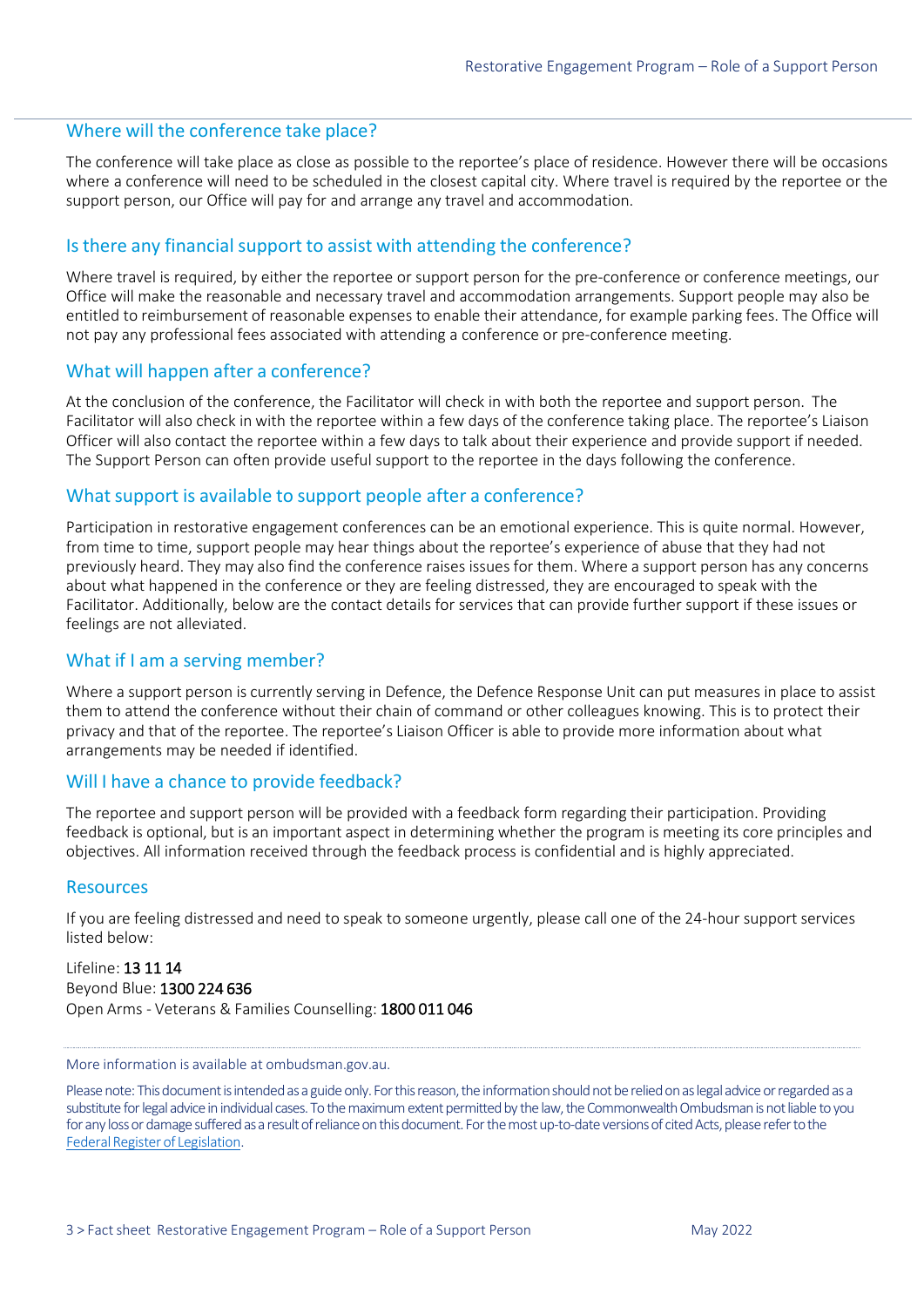## Where will the conference take place?

The conference will take place as close as possible to the reportee's place of residence. However there will be occasions where a conference will need to be scheduled in the closest capital city. Where travel is required by the reportee or the support person, our Office will pay for and arrange any travel and accommodation.

## Is there any financial support to assist with attending the conference?

Where travel is required, by either the reportee or support person for the pre-conference or conference meetings, our Office will make the reasonable and necessary travel and accommodation arrangements. Support people may also be entitled to reimbursement of reasonable expenses to enable their attendance, for example parking fees. The Office will not pay any professional fees associated with attending a conference or pre-conference meeting.

## What will happen after a conference?

At the conclusion of the conference, the Facilitator will check in with both the reportee and support person. The Facilitator will also check in with the reportee within a few days of the conference taking place. The reportee's Liaison Officer will also contact the reportee within a few days to talk about their experience and provide support if needed. The Support Person can often provide useful support to the reportee in the days following the conference.

## What support is available to support people after a conference?

Participation in restorative engagement conferences can be an emotional experience. This is quite normal. However, from time to time, support people may hear things about the reportee's experience of abuse that they had not previously heard. They may also find the conference raises issues for them. Where a support person has any concerns about what happened in the conference or they are feeling distressed, they are encouraged to speak with the Facilitator. Additionally, below are the contact details for services that can provide further support if these issues or feelings are not alleviated.

## What if I am a serving member?

Where a support person is currently serving in Defence, the Defence Response Unit can put measures in place to assist them to attend the conference without their chain of command or other colleagues knowing. This is to protect their privacy and that of the reportee. The reportee's Liaison Officer is able to provide more information about what arrangements may be needed if identified.

## Will I have a chance to provide feedback?

The reportee and support person will be provided with a feedback form regarding their participation. Providing feedback is optional, but is an important aspect in determining whether the program is meeting its core principles and objectives. All information received through the feedback process is confidential and is highly appreciated.

## Resources

If you are feeling distressed and need to speak to someone urgently, please call one of the 24-hour support services listed below:

Lifeline: 13 11 14
Beyond Blue: 1300 224 636
Open Arms - Veterans & Families Counselling: 1800 011 046

More information is available at ombudsman.gov.au.

Please note: This document is intended as a guide only. For this reason, the information should not be relied on as legal advice or regarded as a substitute for legal advice in individual cases. To the maximum extent permitted by the law, the Commonwealth Ombudsman is not liable to you for any loss or damage suffered as a result of reliance on this document. For the most up-to-date versions of cited Acts, please refer to the Federal Register of Legislation.